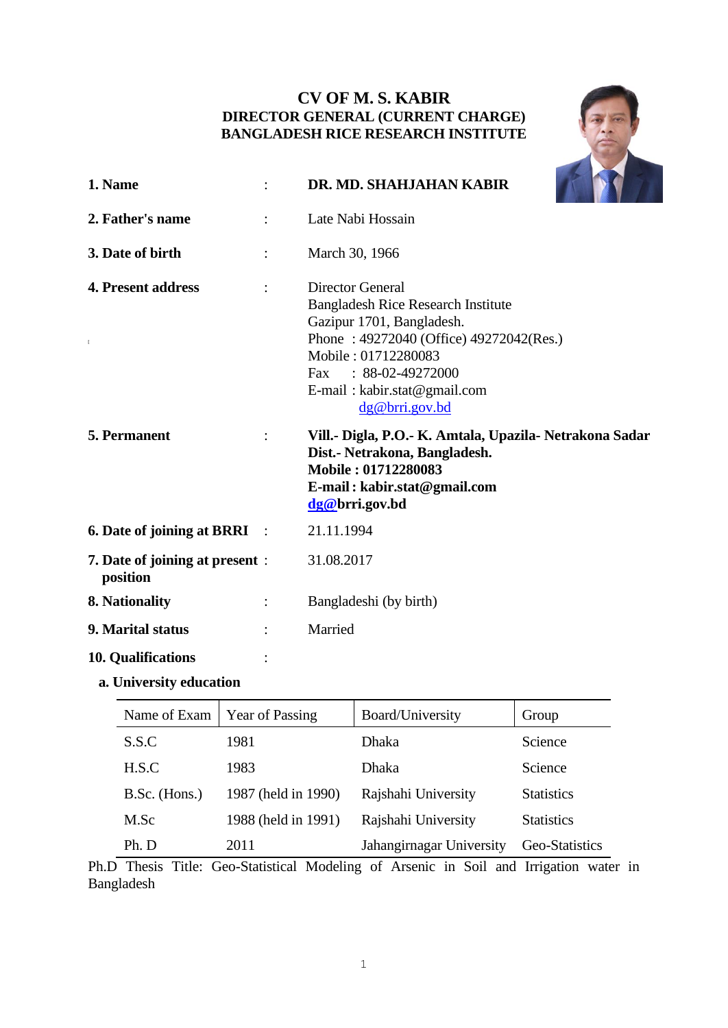# CV OF M. S. KABIR
## DIRECTOR GENERAL (CURRENT CHARGE)
## BANGLADESH RICE RESEARCH INSTITUTE

**1. Name** : **DR. MD. SHAHJAHAN KABIR**

**2. Father's name** : Late Nabi Hossain

**3. Date of birth** : March 30, 1966

**4. Present address** : Director General
Bangladesh Rice Research Institute
Gazipur 1701, Bangladesh.
Phone : 49272040 (Office) 49272042(Res.)
Mobile : 01712280083
Fax : 88-02-49272000
E-mail : kabir.stat@gmail.com
dg@brri.gov.bd

**5. Permanent** : **Vill.- Digla, P.O.- K. Amtala, Upazila- Netrakona Sadar**
**Dist.- Netrakona, Bangladesh.**
**Mobile : 01712280083**
**E-mail : kabir.stat@gmail.com**
**dg@brri.gov.bd**

**6. Date of joining at BRRI** : 21.11.1994

**7. Date of joining at present position** : 31.08.2017

**8. Nationality** : Bangladeshi (by birth)

**9. Marital status** : Married

**10. Qualifications** :

**a. University education**

| Name of Exam | Year of Passing | Board/University | Group |
|---|---|---|---|
| S.S.C | 1981 | Dhaka | Science |
| H.S.C | 1983 | Dhaka | Science |
| B.Sc. (Hons.) | 1987 (held in 1990) | Rajshahi University | Statistics |
| M.Sc | 1988 (held in 1991) | Rajshahi University | Statistics |
| Ph. D | 2011 | Jahangirnagar University | Geo-Statistics |

Ph.D Thesis Title: Geo-Statistical Modeling of Arsenic in Soil and Irrigation water in Bangladesh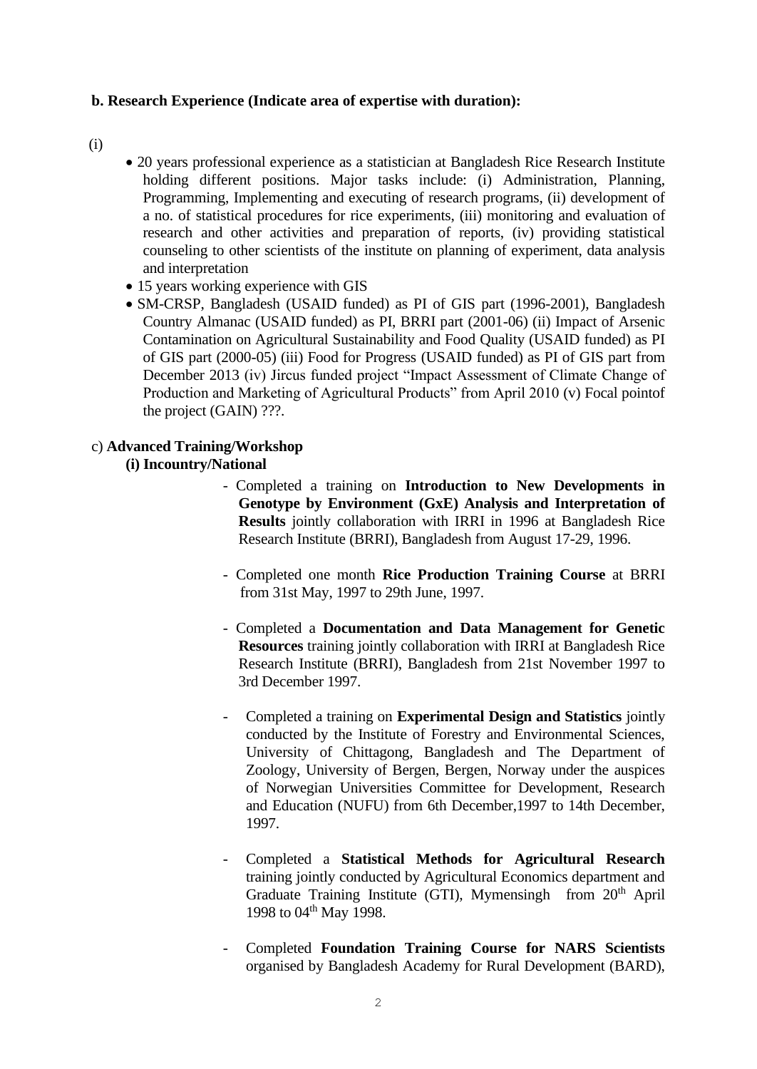**b. Research Experience (Indicate area of expertise with duration):**

(i)

- 20 years professional experience as a statistician at Bangladesh Rice Research Institute holding different positions. Major tasks include: (i) Administration, Planning, Programming, Implementing and executing of research programs, (ii) development of a no. of statistical procedures for rice experiments, (iii) monitoring and evaluation of research and other activities and preparation of reports, (iv) providing statistical counseling to other scientists of the institute on planning of experiment, data analysis and interpretation
- 15 years working experience with GIS
- SM-CRSP, Bangladesh (USAID funded) as PI of GIS part (1996-2001), Bangladesh Country Almanac (USAID funded) as PI, BRRI part (2001-06) (ii) Impact of Arsenic Contamination on Agricultural Sustainability and Food Quality (USAID funded) as PI of GIS part (2000-05) (iii) Food for Progress (USAID funded) as PI of GIS part from December 2013 (iv) Jircus funded project "Impact Assessment of Climate Change of Production and Marketing of Agricultural Products" from April 2010 (v) Focal pointof the project (GAIN) ???.

c) **Advanced Training/Workshop**

**(i) Incountry/National**

- Completed a training on **Introduction to New Developments in Genotype by Environment (GxE) Analysis and Interpretation of Results** jointly collaboration with IRRI in 1996 at Bangladesh Rice Research Institute (BRRI), Bangladesh from August 17-29, 1996.

- Completed one month **Rice Production Training Course** at BRRI from 31st May, 1997 to 29th June, 1997.

- Completed a **Documentation and Data Management for Genetic Resources** training jointly collaboration with IRRI at Bangladesh Rice Research Institute (BRRI), Bangladesh from 21st November 1997 to 3rd December 1997.

- Completed a training on **Experimental Design and Statistics** jointly conducted by the Institute of Forestry and Environmental Sciences, University of Chittagong, Bangladesh and The Department of Zoology, University of Bergen, Bergen, Norway under the auspices of Norwegian Universities Committee for Development, Research and Education (NUFU) from 6th December,1997 to 14th December, 1997.

- Completed a **Statistical Methods for Agricultural Research** training jointly conducted by Agricultural Economics department and Graduate Training Institute (GTI), Mymensingh from 20th April 1998 to 04th May 1998.

- Completed **Foundation Training Course for NARS Scientists** organised by Bangladesh Academy for Rural Development (BARD),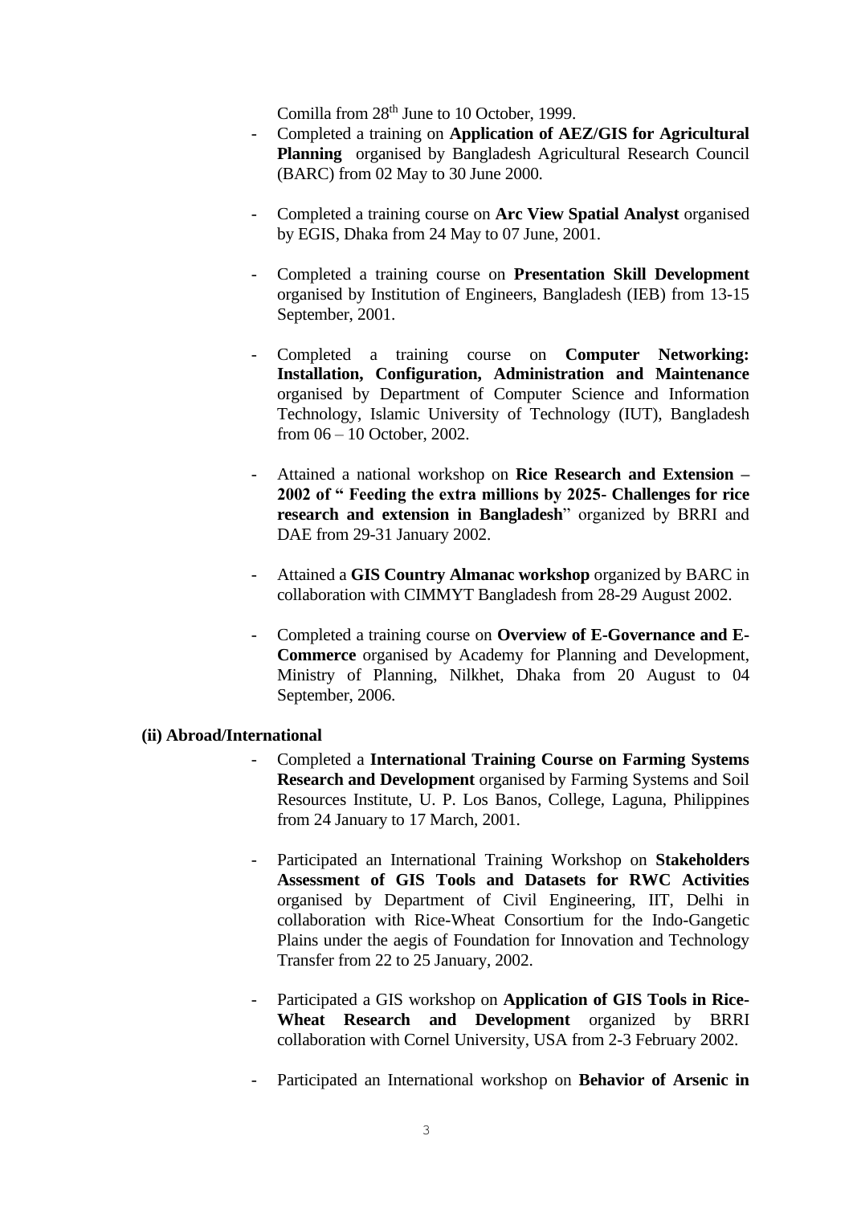Comilla from 28th June to 10 October, 1999.

- Completed a training on **Application of AEZ/GIS for Agricultural Planning** organised by Bangladesh Agricultural Research Council (BARC) from 02 May to 30 June 2000.

- Completed a training course on **Arc View Spatial Analyst** organised by EGIS, Dhaka from 24 May to 07 June, 2001.

- Completed a training course on **Presentation Skill Development** organised by Institution of Engineers, Bangladesh (IEB) from 13-15 September, 2001.

- Completed a training course on **Computer Networking: Installation, Configuration, Administration and Maintenance** organised by Department of Computer Science and Information Technology, Islamic University of Technology (IUT), Bangladesh from 06 – 10 October, 2002.

- Attained a national workshop on **Rice Research and Extension – 2002 of " Feeding the extra millions by 2025- Challenges for rice research and extension in Bangladesh**" organized by BRRI and DAE from 29-31 January 2002.

- Attained a **GIS Country Almanac workshop** organized by BARC in collaboration with CIMMYT Bangladesh from 28-29 August 2002.

- Completed a training course on **Overview of E-Governance and E-Commerce** organised by Academy for Planning and Development, Ministry of Planning, Nilkhet, Dhaka from 20 August to 04 September, 2006.

**(ii) Abroad/International**

- Completed a **International Training Course on Farming Systems Research and Development** organised by Farming Systems and Soil Resources Institute, U. P. Los Banos, College, Laguna, Philippines from 24 January to 17 March, 2001.

- Participated an International Training Workshop on **Stakeholders Assessment of GIS Tools and Datasets for RWC Activities** organised by Department of Civil Engineering, IIT, Delhi in collaboration with Rice-Wheat Consortium for the Indo-Gangetic Plains under the aegis of Foundation for Innovation and Technology Transfer from 22 to 25 January, 2002.

- Participated a GIS workshop on **Application of GIS Tools in Rice-Wheat Research and Development** organized by BRRI collaboration with Cornel University, USA from 2-3 February 2002.

- Participated an International workshop on **Behavior of Arsenic in**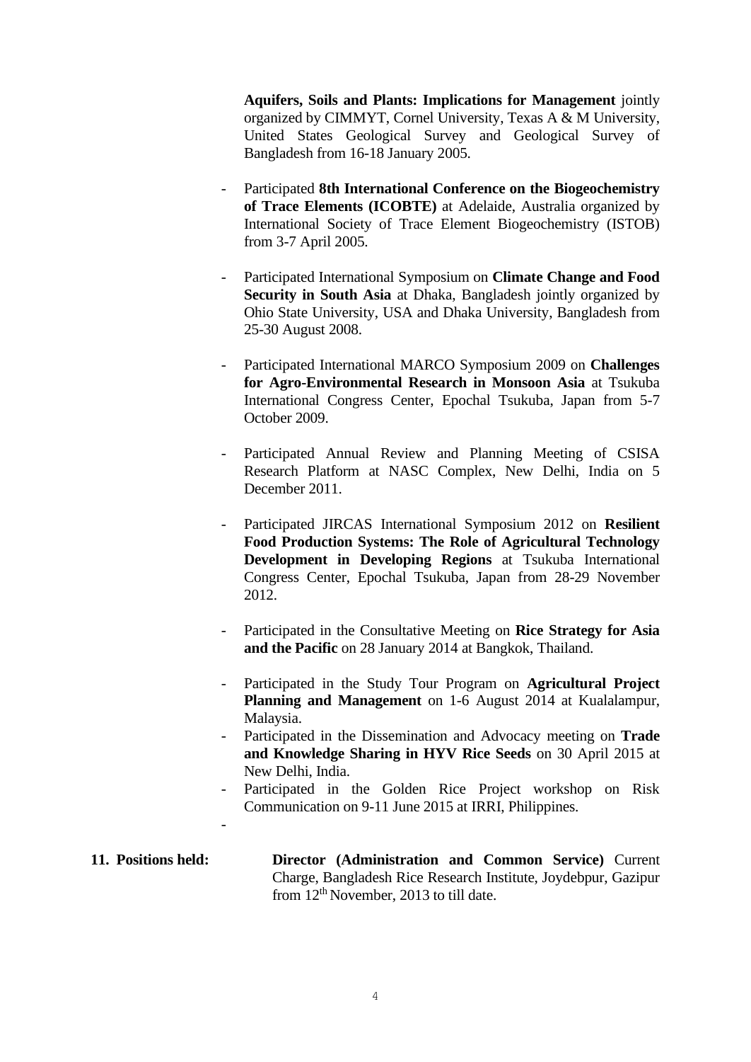**Aquifers, Soils and Plants: Implications for Management** jointly organized by CIMMYT, Cornel University, Texas A & M University, United States Geological Survey and Geological Survey of Bangladesh from 16-18 January 2005.

- Participated **8th International Conference on the Biogeochemistry of Trace Elements (ICOBTE)** at Adelaide, Australia organized by International Society of Trace Element Biogeochemistry (ISTOB) from 3-7 April 2005.
- Participated International Symposium on **Climate Change and Food Security in South Asia** at Dhaka, Bangladesh jointly organized by Ohio State University, USA and Dhaka University, Bangladesh from 25-30 August 2008.
- Participated International MARCO Symposium 2009 on **Challenges for Agro-Environmental Research in Monsoon Asia** at Tsukuba International Congress Center, Epochal Tsukuba, Japan from 5-7 October 2009.
- Participated Annual Review and Planning Meeting of CSISA Research Platform at NASC Complex, New Delhi, India on 5 December 2011.
- Participated JIRCAS International Symposium 2012 on **Resilient Food Production Systems: The Role of Agricultural Technology Development in Developing Regions** at Tsukuba International Congress Center, Epochal Tsukuba, Japan from 28-29 November 2012.
- Participated in the Consultative Meeting on **Rice Strategy for Asia and the Pacific** on 28 January 2014 at Bangkok, Thailand.
- Participated in the Study Tour Program on **Agricultural Project Planning and Management** on 1-6 August 2014 at Kualalampur, Malaysia.
- Participated in the Dissemination and Advocacy meeting on **Trade and Knowledge Sharing in HYV Rice Seeds** on 30 April 2015 at New Delhi, India.
- Participated in the Golden Rice Project workshop on Risk Communication on 9-11 June 2015 at IRRI, Philippines.
-

**11. Positions held:** **Director (Administration and Common Service)** Current Charge, Bangladesh Rice Research Institute, Joydebpur, Gazipur from $12^{th}$ November, 2013 to till date.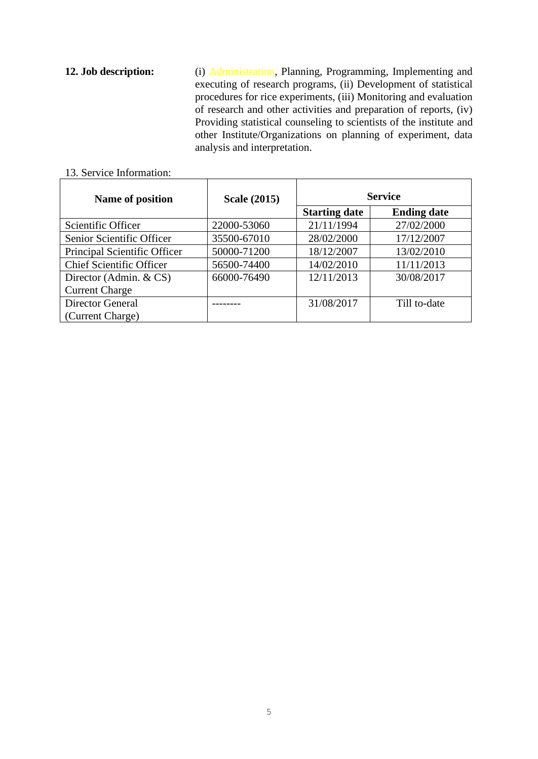**12. Job description:** (i) Administration, Planning, Programming, Implementing and executing of research programs, (ii) Development of statistical procedures for rice experiments, (iii) Monitoring and evaluation of research and other activities and preparation of reports, (iv) Providing statistical counseling to scientists of the institute and other Institute/Organizations on planning of experiment, data analysis and interpretation.

13. Service Information:

| Name of position | Scale (2015) | Service | |
|---|---|---|---|
| | | **Starting date** | **Ending date** |
| Scientific Officer | 22000-53060 | 21/11/1994 | 27/02/2000 |
| Senior Scientific Officer | 35500-67010 | 28/02/2000 | 17/12/2007 |
| Principal Scientific Officer | 50000-71200 | 18/12/2007 | 13/02/2010 |
| Chief Scientific Officer | 56500-74400 | 14/02/2010 | 11/11/2013 |
| Director (Admin. & CS) Current Charge | 66000-76490 | 12/11/2013 | 30/08/2017 |
| Director General (Current Charge) | -------- | 31/08/2017 | Till to-date |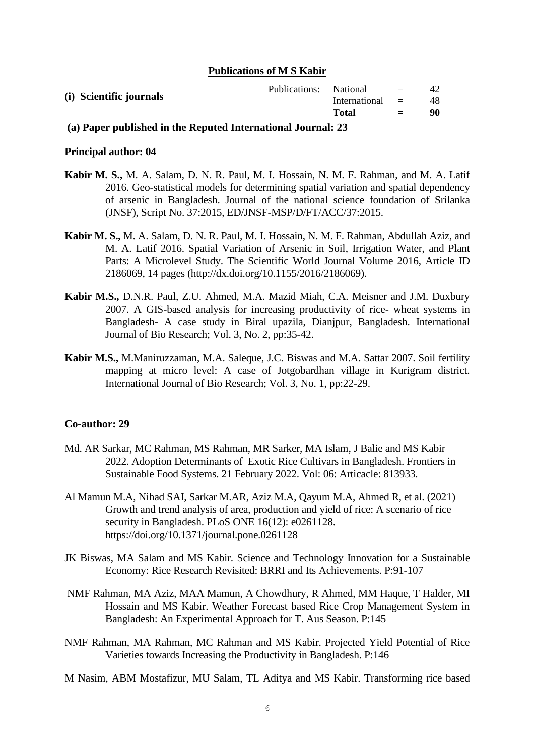## Publications of M S Kabir

### (i) Scientific journals

| | | | |
|---|---|---|---|
| Publications: | National | = | 42 |
| | International | = | 48 |
| | **Total** | **=** | **90** |

### (a) Paper published in the Reputed International Journal: 23

**Principal author: 04**

**Kabir M. S.,** M. A. Salam, D. N. R. Paul, M. I. Hossain, N. M. F. Rahman, and M. A. Latif 2016. Geo-statistical models for determining spatial variation and spatial dependency of arsenic in Bangladesh. Journal of the national science foundation of Srilanka (JNSF), Script No. 37:2015, ED/JNSF-MSP/D/FT/ACC/37:2015.

**Kabir M. S.,** M. A. Salam, D. N. R. Paul, M. I. Hossain, N. M. F. Rahman, Abdullah Aziz, and M. A. Latif 2016. Spatial Variation of Arsenic in Soil, Irrigation Water, and Plant Parts: A Microlevel Study. The Scientific World Journal Volume 2016, Article ID 2186069, 14 pages (http://dx.doi.org/10.1155/2016/2186069).

**Kabir M.S.,** D.N.R. Paul, Z.U. Ahmed, M.A. Mazid Miah, C.A. Meisner and J.M. Duxbury 2007. A GIS-based analysis for increasing productivity of rice- wheat systems in Bangladesh- A case study in Biral upazila, Dianjpur, Bangladesh. International Journal of Bio Research; Vol. 3, No. 2, pp:35-42.

**Kabir M.S.,** M.Maniruzzaman, M.A. Saleque, J.C. Biswas and M.A. Sattar 2007. Soil fertility mapping at micro level: A case of Jotgobardhan village in Kurigram district. International Journal of Bio Research; Vol. 3, No. 1, pp:22-29.

**Co-author: 29**

Md. AR Sarkar, MC Rahman, MS Rahman, MR Sarker, MA Islam, J Balie and MS Kabir 2022. Adoption Determinants of Exotic Rice Cultivars in Bangladesh. Frontiers in Sustainable Food Systems. 21 February 2022. Vol: 06: Articacle: 813933.

Al Mamun M.A, Nihad SAI, Sarkar M.AR, Aziz M.A, Qayum M.A, Ahmed R, et al. (2021) Growth and trend analysis of area, production and yield of rice: A scenario of rice security in Bangladesh. PLoS ONE 16(12): e0261128. https://doi.org/10.1371/journal.pone.0261128

JK Biswas, MA Salam and MS Kabir. Science and Technology Innovation for a Sustainable Economy: Rice Research Revisited: BRRI and Its Achievements. P:91-107

NMF Rahman, MA Aziz, MAA Mamun, A Chowdhury, R Ahmed, MM Haque, T Halder, MI Hossain and MS Kabir. Weather Forecast based Rice Crop Management System in Bangladesh: An Experimental Approach for T. Aus Season. P:145

NMF Rahman, MA Rahman, MC Rahman and MS Kabir. Projected Yield Potential of Rice Varieties towards Increasing the Productivity in Bangladesh. P:146

M Nasim, ABM Mostafizur, MU Salam, TL Aditya and MS Kabir. Transforming rice based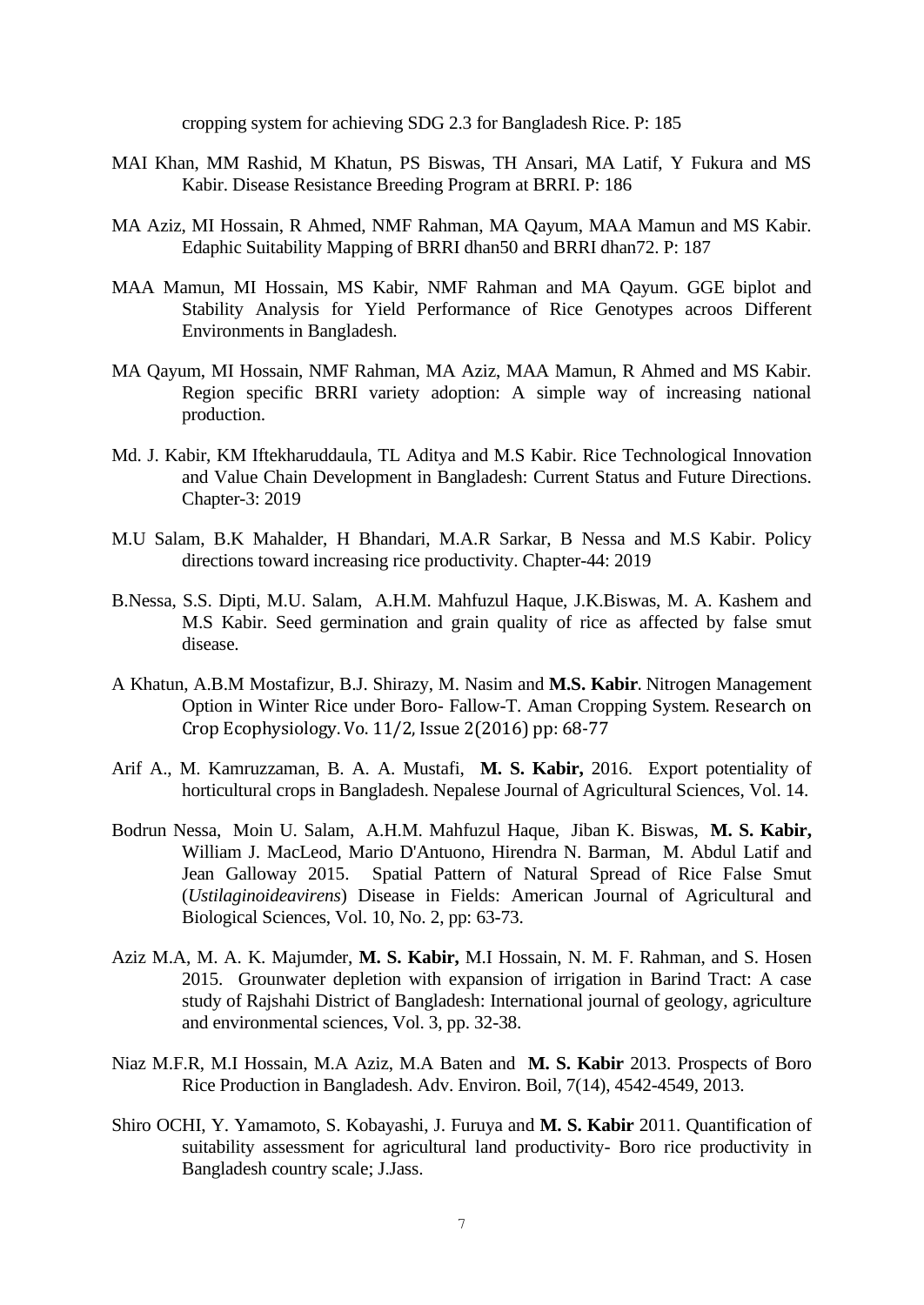cropping system for achieving SDG 2.3 for Bangladesh Rice. P: 185

MAI Khan, MM Rashid, M Khatun, PS Biswas, TH Ansari, MA Latif, Y Fukura and MS Kabir. Disease Resistance Breeding Program at BRRI. P: 186

MA Aziz, MI Hossain, R Ahmed, NMF Rahman, MA Qayum, MAA Mamun and MS Kabir. Edaphic Suitability Mapping of BRRI dhan50 and BRRI dhan72. P: 187

MAA Mamun, MI Hossain, MS Kabir, NMF Rahman and MA Qayum. GGE biplot and Stability Analysis for Yield Performance of Rice Genotypes acroos Different Environments in Bangladesh.

MA Qayum, MI Hossain, NMF Rahman, MA Aziz, MAA Mamun, R Ahmed and MS Kabir. Region specific BRRI variety adoption: A simple way of increasing national production.

Md. J. Kabir, KM Iftekharuddaula, TL Aditya and M.S Kabir. Rice Technological Innovation and Value Chain Development in Bangladesh: Current Status and Future Directions. Chapter-3: 2019

M.U Salam, B.K Mahalder, H Bhandari, M.A.R Sarkar, B Nessa and M.S Kabir. Policy directions toward increasing rice productivity. Chapter-44: 2019

B.Nessa, S.S. Dipti, M.U. Salam, A.H.M. Mahfuzul Haque, J.K.Biswas, M. A. Kashem and M.S Kabir. Seed germination and grain quality of rice as affected by false smut disease.

A Khatun, A.B.M Mostafizur, B.J. Shirazy, M. Nasim and **M.S. Kabir**. Nitrogen Management Option in Winter Rice under Boro- Fallow-T. Aman Cropping System. Research on Crop Ecophysiology. Vo. 11/2, Issue 2(2016) pp: 68-77

Arif A., M. Kamruzzaman, B. A. A. Mustafi, **M. S. Kabir,** 2016. Export potentiality of horticultural crops in Bangladesh. Nepalese Journal of Agricultural Sciences, Vol. 14.

Bodrun Nessa, Moin U. Salam, A.H.M. Mahfuzul Haque, Jiban K. Biswas, **M. S. Kabir,** William J. MacLeod, Mario D'Antuono, Hirendra N. Barman, M. Abdul Latif and Jean Galloway 2015. Spatial Pattern of Natural Spread of Rice False Smut (*Ustilaginoideavirens*) Disease in Fields: American Journal of Agricultural and Biological Sciences, Vol. 10, No. 2, pp: 63-73.

Aziz M.A, M. A. K. Majumder, **M. S. Kabir,** M.I Hossain, N. M. F. Rahman, and S. Hosen 2015. Grounwater depletion with expansion of irrigation in Barind Tract: A case study of Rajshahi District of Bangladesh: International journal of geology, agriculture and environmental sciences, Vol. 3, pp. 32-38.

Niaz M.F.R, M.I Hossain, M.A Aziz, M.A Baten and **M. S. Kabir** 2013. Prospects of Boro Rice Production in Bangladesh. Adv. Environ. Boil, 7(14), 4542-4549, 2013.

Shiro OCHI, Y. Yamamoto, S. Kobayashi, J. Furuya and **M. S. Kabir** 2011. Quantification of suitability assessment for agricultural land productivity- Boro rice productivity in Bangladesh country scale; J.Jass.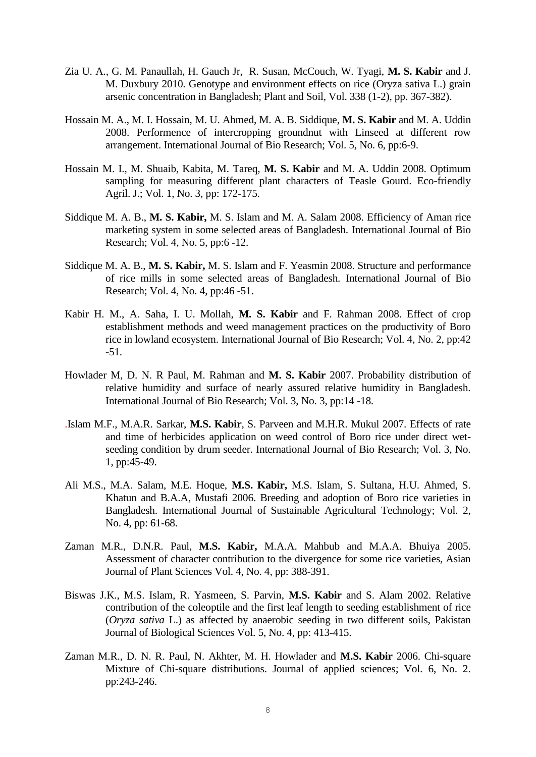Zia U. A., G. M. Panaullah, H. Gauch Jr, R. Susan, McCouch, W. Tyagi, **M. S. Kabir** and J. M. Duxbury 2010. Genotype and environment effects on rice (Oryza sativa L.) grain arsenic concentration in Bangladesh; Plant and Soil, Vol. 338 (1-2), pp. 367-382).

Hossain M. A., M. I. Hossain, M. U. Ahmed, M. A. B. Siddique, **M. S. Kabir** and M. A. Uddin 2008. Performence of intercropping groundnut with Linseed at different row arrangement. International Journal of Bio Research; Vol. 5, No. 6, pp:6-9.

Hossain M. I., M. Shuaib, Kabita, M. Tareq, **M. S. Kabir** and M. A. Uddin 2008. Optimum sampling for measuring different plant characters of Teasle Gourd. Eco-friendly Agril. J.; Vol. 1, No. 3, pp: 172-175.

Siddique M. A. B., **M. S. Kabir,** M. S. Islam and M. A. Salam 2008. Efficiency of Aman rice marketing system in some selected areas of Bangladesh. International Journal of Bio Research; Vol. 4, No. 5, pp:6 -12.

Siddique M. A. B., **M. S. Kabir,** M. S. Islam and F. Yeasmin 2008. Structure and performance of rice mills in some selected areas of Bangladesh. International Journal of Bio Research; Vol. 4, No. 4, pp:46 -51.

Kabir H. M., A. Saha, I. U. Mollah, **M. S. Kabir** and F. Rahman 2008. Effect of crop establishment methods and weed management practices on the productivity of Boro rice in lowland ecosystem. International Journal of Bio Research; Vol. 4, No. 2, pp:42 -51.

Howlader M, D. N. R Paul, M. Rahman and **M. S. Kabir** 2007. Probability distribution of relative humidity and surface of nearly assured relative humidity in Bangladesh. International Journal of Bio Research; Vol. 3, No. 3, pp:14 -18.

.Islam M.F., M.A.R. Sarkar, **M.S. Kabir**, S. Parveen and M.H.R. Mukul 2007. Effects of rate and time of herbicides application on weed control of Boro rice under direct wet-seeding condition by drum seeder. International Journal of Bio Research; Vol. 3, No. 1, pp:45-49.

Ali M.S., M.A. Salam, M.E. Hoque, **M.S. Kabir,** M.S. Islam, S. Sultana, H.U. Ahmed, S. Khatun and B.A.A, Mustafi 2006. Breeding and adoption of Boro rice varieties in Bangladesh. International Journal of Sustainable Agricultural Technology; Vol. 2, No. 4, pp: 61-68.

Zaman M.R., D.N.R. Paul, **M.S. Kabir,** M.A.A. Mahbub and M.A.A. Bhuiya 2005. Assessment of character contribution to the divergence for some rice varieties, Asian Journal of Plant Sciences Vol. 4, No. 4, pp: 388-391.

Biswas J.K., M.S. Islam, R. Yasmeen, S. Parvin, **M.S. Kabir** and S. Alam 2002. Relative contribution of the coleoptile and the first leaf length to seeding establishment of rice (*Oryza sativa* L.) as affected by anaerobic seeding in two different soils, Pakistan Journal of Biological Sciences Vol. 5, No. 4, pp: 413-415.

Zaman M.R., D. N. R. Paul, N. Akhter, M. H. Howlader and **M.S. Kabir** 2006. Chi-square Mixture of Chi-square distributions. Journal of applied sciences; Vol. 6, No. 2. pp:243-246.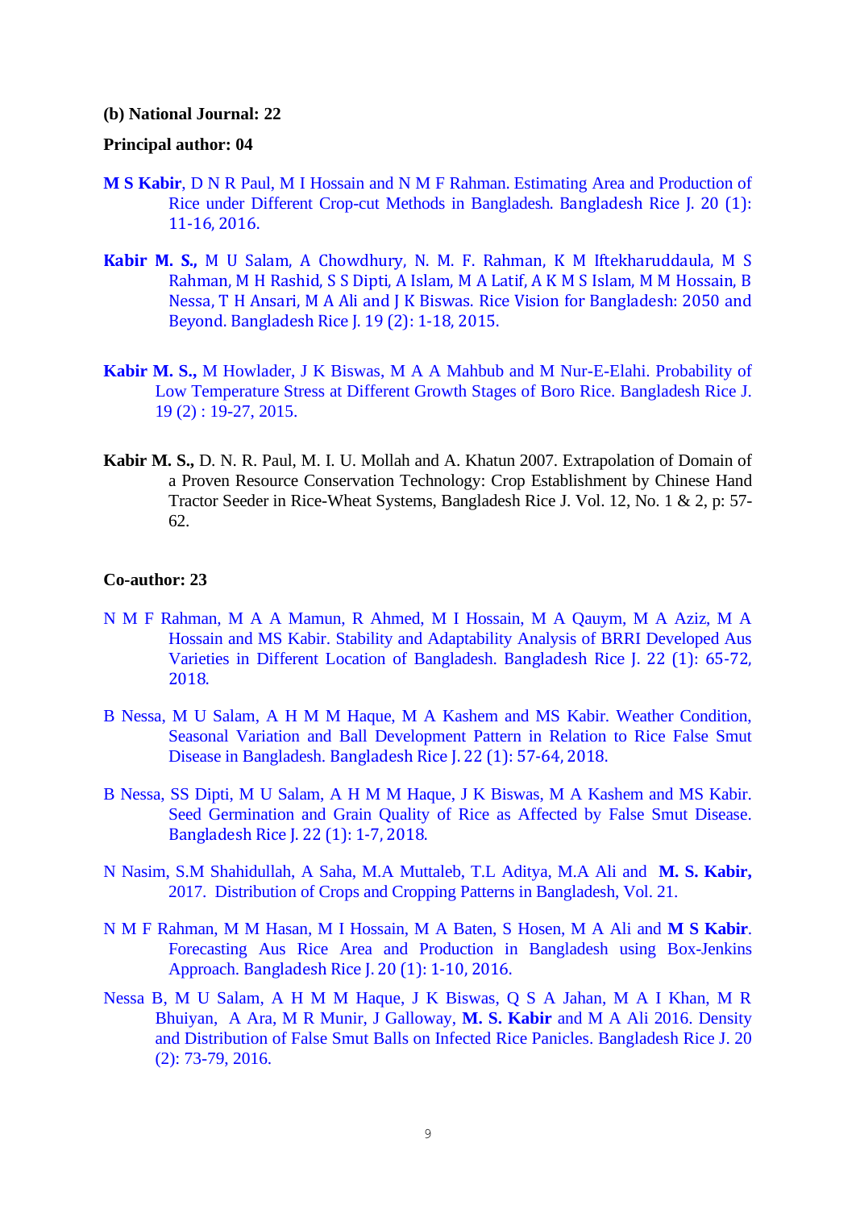**(b) National Journal: 22**

**Principal author: 04**

**M S Kabir**, D N R Paul, M I Hossain and N M F Rahman. Estimating Area and Production of Rice under Different Crop-cut Methods in Bangladesh. Bangladesh Rice J. 20 (1): 11-16, 2016.

**Kabir M. S.,** M U Salam, A Chowdhury, N. M. F. Rahman, K M Iftekharuddaula, M S Rahman, M H Rashid, S S Dipti, A Islam, M A Latif, A K M S Islam, M M Hossain, B Nessa, T H Ansari, M A Ali and J K Biswas. Rice Vision for Bangladesh: 2050 and Beyond. Bangladesh Rice J. 19 (2): 1-18, 2015.

**Kabir M. S.,** M Howlader, J K Biswas, M A A Mahbub and M Nur-E-Elahi. Probability of Low Temperature Stress at Different Growth Stages of Boro Rice. Bangladesh Rice J. 19 (2) : 19-27, 2015.

**Kabir M. S.,** D. N. R. Paul, M. I. U. Mollah and A. Khatun 2007. Extrapolation of Domain of a Proven Resource Conservation Technology: Crop Establishment by Chinese Hand Tractor Seeder in Rice-Wheat Systems, Bangladesh Rice J. Vol. 12, No. 1 & 2, p: 57-62.

**Co-author: 23**

N M F Rahman, M A A Mamun, R Ahmed, M I Hossain, M A Qauym, M A Aziz, M A Hossain and MS Kabir. Stability and Adaptability Analysis of BRRI Developed Aus Varieties in Different Location of Bangladesh. Bangladesh Rice J. 22 (1): 65-72, 2018.

B Nessa, M U Salam, A H M M Haque, M A Kashem and MS Kabir. Weather Condition, Seasonal Variation and Ball Development Pattern in Relation to Rice False Smut Disease in Bangladesh. Bangladesh Rice J. 22 (1): 57-64, 2018.

B Nessa, SS Dipti, M U Salam, A H M M Haque, J K Biswas, M A Kashem and MS Kabir. Seed Germination and Grain Quality of Rice as Affected by False Smut Disease. Bangladesh Rice J. 22 (1): 1-7, 2018.

N Nasim, S.M Shahidullah, A Saha, M.A Muttaleb, T.L Aditya, M.A Ali and **M. S. Kabir,** 2017. Distribution of Crops and Cropping Patterns in Bangladesh, Vol. 21.

N M F Rahman, M M Hasan, M I Hossain, M A Baten, S Hosen, M A Ali and **M S Kabir**. Forecasting Aus Rice Area and Production in Bangladesh using Box-Jenkins Approach. Bangladesh Rice J. 20 (1): 1-10, 2016.

Nessa B, M U Salam, A H M M Haque, J K Biswas, Q S A Jahan, M A I Khan, M R Bhuiyan, A Ara, M R Munir, J Galloway, **M. S. Kabir** and M A Ali 2016. Density and Distribution of False Smut Balls on Infected Rice Panicles. Bangladesh Rice J. 20 (2): 73-79, 2016.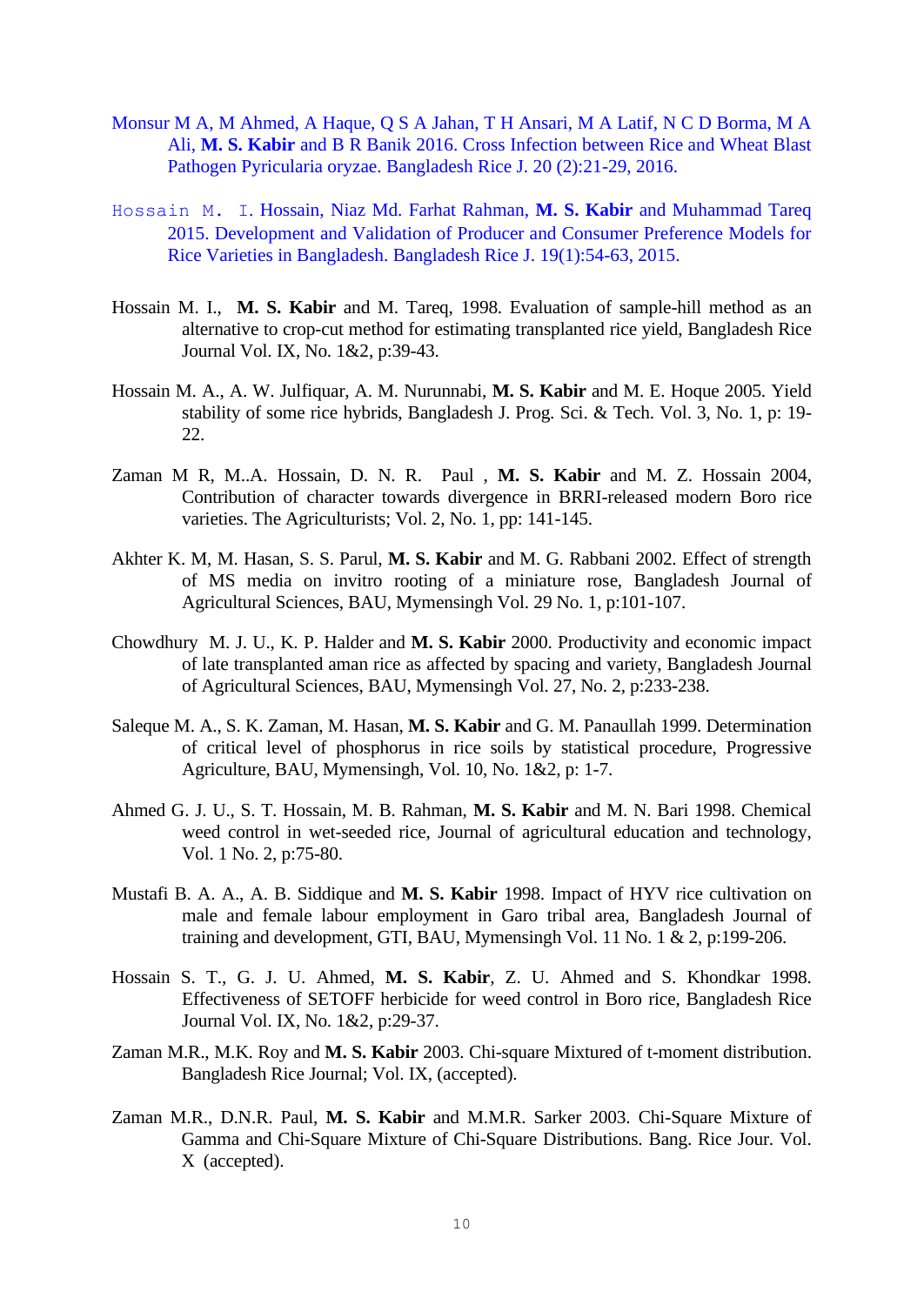Monsur M A, M Ahmed, A Haque, Q S A Jahan, T H Ansari, M A Latif, N C D Borma, M A Ali, **M. S. Kabir** and B R Banik 2016. Cross Infection between Rice and Wheat Blast Pathogen Pyricularia oryzae. Bangladesh Rice J. 20 (2):21-29, 2016.

Hossain M. I. Hossain, Niaz Md. Farhat Rahman, **M. S. Kabir** and Muhammad Tareq 2015. Development and Validation of Producer and Consumer Preference Models for Rice Varieties in Bangladesh. Bangladesh Rice J. 19(1):54-63, 2015.

Hossain M. I., **M. S. Kabir** and M. Tareq, 1998. Evaluation of sample-hill method as an alternative to crop-cut method for estimating transplanted rice yield, Bangladesh Rice Journal Vol. IX, No. 1&2, p:39-43.

Hossain M. A., A. W. Julfiquar, A. M. Nurunnabi, **M. S. Kabir** and M. E. Hoque 2005. Yield stability of some rice hybrids, Bangladesh J. Prog. Sci. & Tech. Vol. 3, No. 1, p: 19-22.

Zaman M R, M..A. Hossain, D. N. R. Paul , **M. S. Kabir** and M. Z. Hossain 2004, Contribution of character towards divergence in BRRI-released modern Boro rice varieties. The Agriculturists; Vol. 2, No. 1, pp: 141-145.

Akhter K. M, M. Hasan, S. S. Parul, **M. S. Kabir** and M. G. Rabbani 2002. Effect of strength of MS media on invitro rooting of a miniature rose, Bangladesh Journal of Agricultural Sciences, BAU, Mymensingh Vol. 29 No. 1, p:101-107.

Chowdhury M. J. U., K. P. Halder and **M. S. Kabir** 2000. Productivity and economic impact of late transplanted aman rice as affected by spacing and variety, Bangladesh Journal of Agricultural Sciences, BAU, Mymensingh Vol. 27, No. 2, p:233-238.

Saleque M. A., S. K. Zaman, M. Hasan, **M. S. Kabir** and G. M. Panaullah 1999. Determination of critical level of phosphorus in rice soils by statistical procedure, Progressive Agriculture, BAU, Mymensingh, Vol. 10, No. 1&2, p: 1-7.

Ahmed G. J. U., S. T. Hossain, M. B. Rahman, **M. S. Kabir** and M. N. Bari 1998. Chemical weed control in wet-seeded rice, Journal of agricultural education and technology, Vol. 1 No. 2, p:75-80.

Mustafi B. A. A., A. B. Siddique and **M. S. Kabir** 1998. Impact of HYV rice cultivation on male and female labour employment in Garo tribal area, Bangladesh Journal of training and development, GTI, BAU, Mymensingh Vol. 11 No. 1 & 2, p:199-206.

Hossain S. T., G. J. U. Ahmed, **M. S. Kabir**, Z. U. Ahmed and S. Khondkar 1998. Effectiveness of SETOFF herbicide for weed control in Boro rice, Bangladesh Rice Journal Vol. IX, No. 1&2, p:29-37.

Zaman M.R., M.K. Roy and **M. S. Kabir** 2003. Chi-square Mixtured of t-moment distribution. Bangladesh Rice Journal; Vol. IX, (accepted).

Zaman M.R., D.N.R. Paul, **M. S. Kabir** and M.M.R. Sarker 2003. Chi-Square Mixture of Gamma and Chi-Square Mixture of Chi-Square Distributions. Bang. Rice Jour. Vol. X (accepted).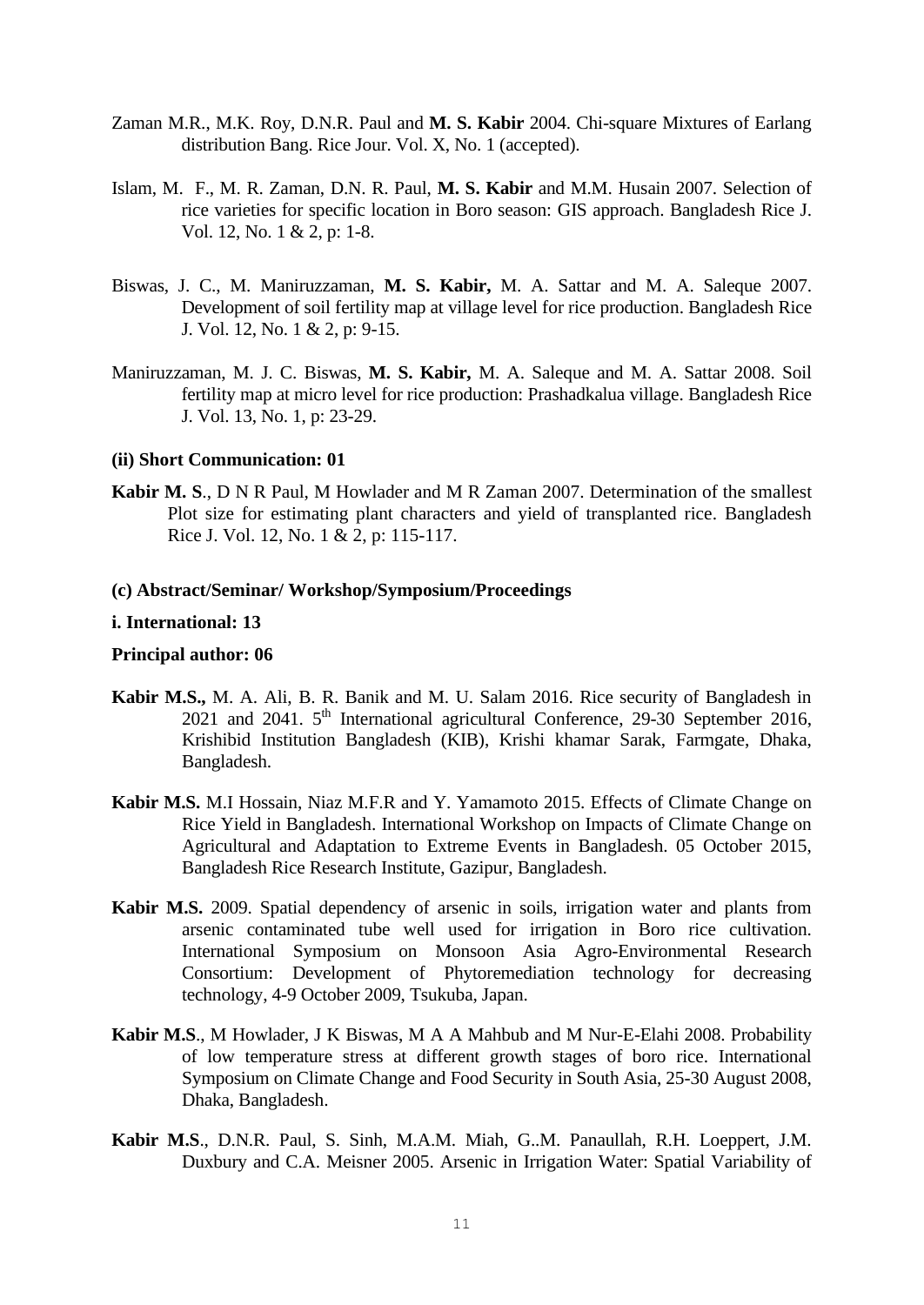Zaman M.R., M.K. Roy, D.N.R. Paul and **M. S. Kabir** 2004. Chi-square Mixtures of Earlang distribution Bang. Rice Jour. Vol. X, No. 1 (accepted).

Islam, M. F., M. R. Zaman, D.N. R. Paul, **M. S. Kabir** and M.M. Husain 2007. Selection of rice varieties for specific location in Boro season: GIS approach. Bangladesh Rice J. Vol. 12, No. 1 & 2, p: 1-8.

Biswas, J. C., M. Maniruzzaman, **M. S. Kabir,** M. A. Sattar and M. A. Saleque 2007. Development of soil fertility map at village level for rice production. Bangladesh Rice J. Vol. 12, No. 1 & 2, p: 9-15.

Maniruzzaman, M. J. C. Biswas, **M. S. Kabir,** M. A. Saleque and M. A. Sattar 2008. Soil fertility map at micro level for rice production: Prashadkalua village. Bangladesh Rice J. Vol. 13, No. 1, p: 23-29.

**(ii) Short Communication: 01**

**Kabir M. S**., D N R Paul, M Howlader and M R Zaman 2007. Determination of the smallest Plot size for estimating plant characters and yield of transplanted rice. Bangladesh Rice J. Vol. 12, No. 1 & 2, p: 115-117.

**(c) Abstract/Seminar/ Workshop/Symposium/Proceedings**

**i. International: 13**

**Principal author: 06**

**Kabir M.S.,** M. A. Ali, B. R. Banik and M. U. Salam 2016. Rice security of Bangladesh in 2021 and 2041. 5th International agricultural Conference, 29-30 September 2016, Krishibid Institution Bangladesh (KIB), Krishi khamar Sarak, Farmgate, Dhaka, Bangladesh.

**Kabir M.S.** M.I Hossain, Niaz M.F.R and Y. Yamamoto 2015. Effects of Climate Change on Rice Yield in Bangladesh. International Workshop on Impacts of Climate Change on Agricultural and Adaptation to Extreme Events in Bangladesh. 05 October 2015, Bangladesh Rice Research Institute, Gazipur, Bangladesh.

**Kabir M.S.** 2009. Spatial dependency of arsenic in soils, irrigation water and plants from arsenic contaminated tube well used for irrigation in Boro rice cultivation. International Symposium on Monsoon Asia Agro-Environmental Research Consortium: Development of Phytoremediation technology for decreasing technology, 4-9 October 2009, Tsukuba, Japan.

**Kabir M.S**., M Howlader, J K Biswas, M A A Mahbub and M Nur-E-Elahi 2008. Probability of low temperature stress at different growth stages of boro rice. International Symposium on Climate Change and Food Security in South Asia, 25-30 August 2008, Dhaka, Bangladesh.

**Kabir M.S**., D.N.R. Paul, S. Sinh, M.A.M. Miah, G..M. Panaullah, R.H. Loeppert, J.M. Duxbury and C.A. Meisner 2005. Arsenic in Irrigation Water: Spatial Variability of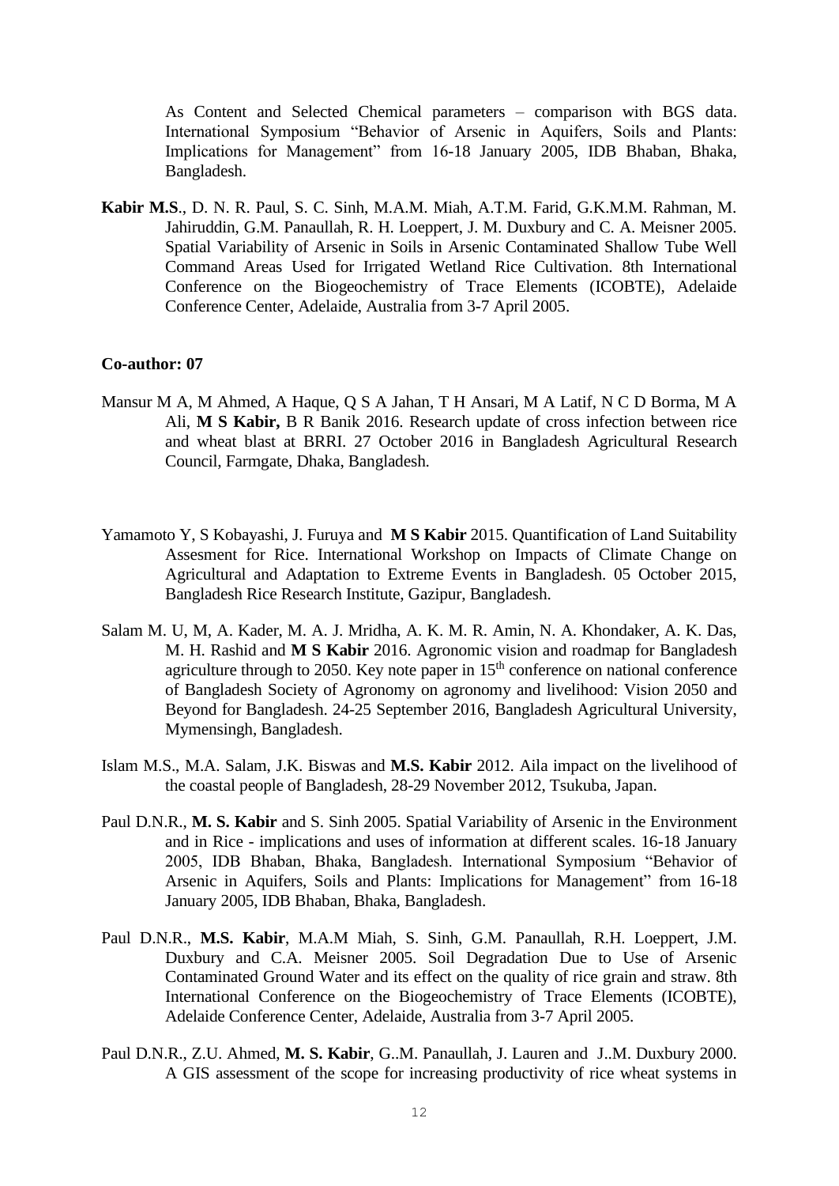As Content and Selected Chemical parameters – comparison with BGS data. International Symposium "Behavior of Arsenic in Aquifers, Soils and Plants: Implications for Management" from 16-18 January 2005, IDB Bhaban, Bhaka, Bangladesh.

**Kabir M.S**., D. N. R. Paul, S. C. Sinh, M.A.M. Miah, A.T.M. Farid, G.K.M.M. Rahman, M. Jahiruddin, G.M. Panaullah, R. H. Loeppert, J. M. Duxbury and C. A. Meisner 2005. Spatial Variability of Arsenic in Soils in Arsenic Contaminated Shallow Tube Well Command Areas Used for Irrigated Wetland Rice Cultivation. 8th International Conference on the Biogeochemistry of Trace Elements (ICOBTE), Adelaide Conference Center, Adelaide, Australia from 3-7 April 2005.

**Co-author: 07**

Mansur M A, M Ahmed, A Haque, Q S A Jahan, T H Ansari, M A Latif, N C D Borma, M A Ali, **M S Kabir,** B R Banik 2016. Research update of cross infection between rice and wheat blast at BRRI. 27 October 2016 in Bangladesh Agricultural Research Council, Farmgate, Dhaka, Bangladesh.

Yamamoto Y, S Kobayashi, J. Furuya and **M S Kabir** 2015. Quantification of Land Suitability Assesment for Rice. International Workshop on Impacts of Climate Change on Agricultural and Adaptation to Extreme Events in Bangladesh. 05 October 2015, Bangladesh Rice Research Institute, Gazipur, Bangladesh.

Salam M. U, M, A. Kader, M. A. J. Mridha, A. K. M. R. Amin, N. A. Khondaker, A. K. Das, M. H. Rashid and **M S Kabir** 2016. Agronomic vision and roadmap for Bangladesh agriculture through to 2050. Key note paper in 15th conference on national conference of Bangladesh Society of Agronomy on agronomy and livelihood: Vision 2050 and Beyond for Bangladesh. 24-25 September 2016, Bangladesh Agricultural University, Mymensingh, Bangladesh.

Islam M.S., M.A. Salam, J.K. Biswas and **M.S. Kabir** 2012. Aila impact on the livelihood of the coastal people of Bangladesh, 28-29 November 2012, Tsukuba, Japan.

Paul D.N.R., **M. S. Kabir** and S. Sinh 2005. Spatial Variability of Arsenic in the Environment and in Rice - implications and uses of information at different scales. 16-18 January 2005, IDB Bhaban, Bhaka, Bangladesh. International Symposium "Behavior of Arsenic in Aquifers, Soils and Plants: Implications for Management" from 16-18 January 2005, IDB Bhaban, Bhaka, Bangladesh.

Paul D.N.R., **M.S. Kabir**, M.A.M Miah, S. Sinh, G.M. Panaullah, R.H. Loeppert, J.M. Duxbury and C.A. Meisner 2005. Soil Degradation Due to Use of Arsenic Contaminated Ground Water and its effect on the quality of rice grain and straw. 8th International Conference on the Biogeochemistry of Trace Elements (ICOBTE), Adelaide Conference Center, Adelaide, Australia from 3-7 April 2005.

Paul D.N.R., Z.U. Ahmed, **M. S. Kabir**, G..M. Panaullah, J. Lauren and J..M. Duxbury 2000. A GIS assessment of the scope for increasing productivity of rice wheat systems in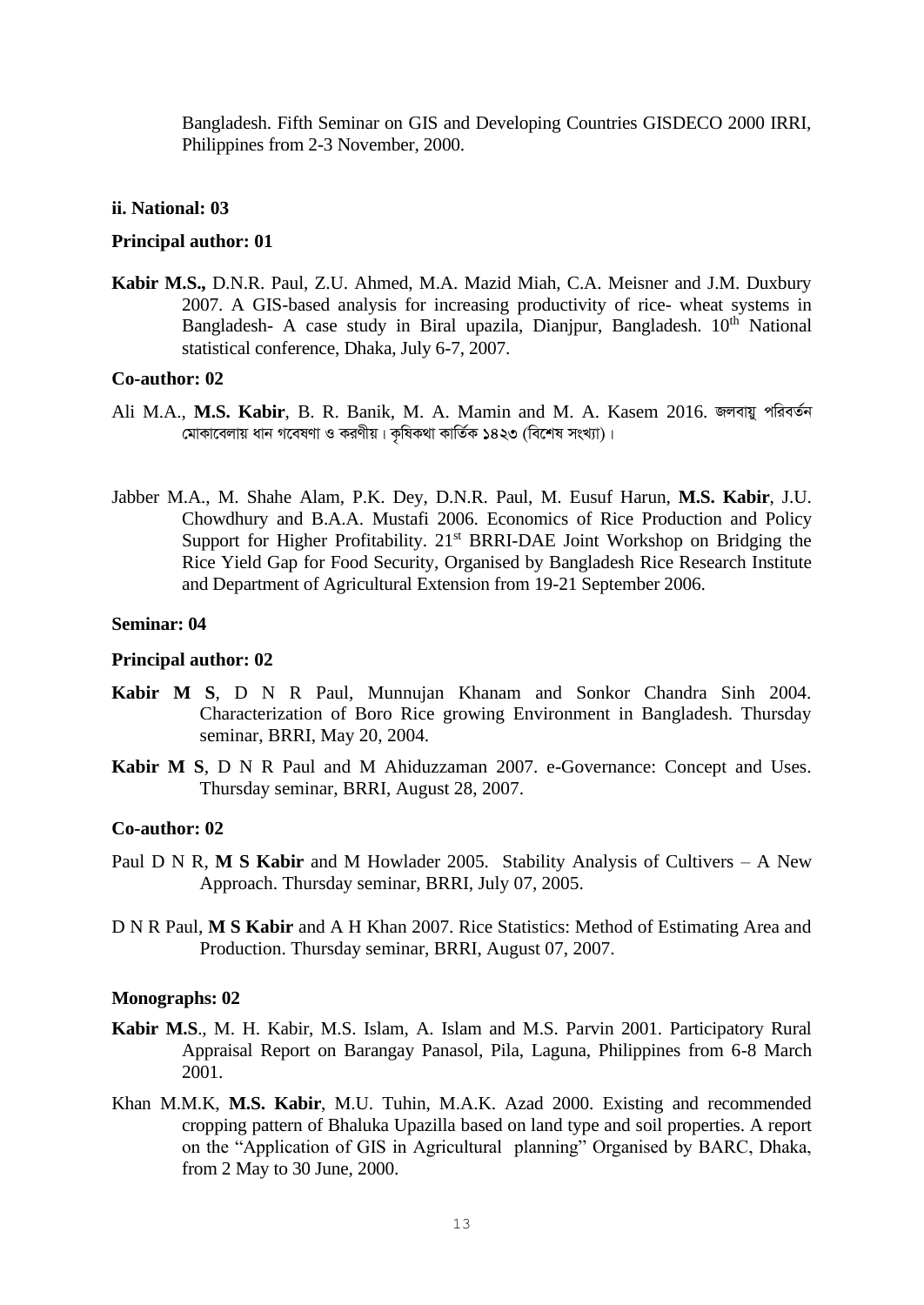Bangladesh. Fifth Seminar on GIS and Developing Countries GISDECO 2000 IRRI, Philippines from 2-3 November, 2000.

**ii. National: 03**

**Principal author: 01**

**Kabir M.S.,** D.N.R. Paul, Z.U. Ahmed, M.A. Mazid Miah, C.A. Meisner and J.M. Duxbury 2007. A GIS-based analysis for increasing productivity of rice- wheat systems in Bangladesh- A case study in Biral upazila, Dianjpur, Bangladesh. 10th National statistical conference, Dhaka, July 6-7, 2007.

**Co-author: 02**

Ali M.A., **M.S. Kabir**, B. R. Banik, M. A. Mamin and M. A. Kasem 2016. জলবায়ু পরিবর্তন মোকাবেলায় ধান গবেষণা ও করণীয়। কৃষিকথা কার্তিক ১৪২৩ (বিশেষ সংখ্যা)।

Jabber M.A., M. Shahe Alam, P.K. Dey, D.N.R. Paul, M. Eusuf Harun, **M.S. Kabir**, J.U. Chowdhury and B.A.A. Mustafi 2006. Economics of Rice Production and Policy Support for Higher Profitability. 21st BRRI-DAE Joint Workshop on Bridging the Rice Yield Gap for Food Security, Organised by Bangladesh Rice Research Institute and Department of Agricultural Extension from 19-21 September 2006.

**Seminar: 04**

**Principal author: 02**

**Kabir M S**, D N R Paul, Munnujan Khanam and Sonkor Chandra Sinh 2004. Characterization of Boro Rice growing Environment in Bangladesh. Thursday seminar, BRRI, May 20, 2004.

**Kabir M S**, D N R Paul and M Ahiduzzaman 2007. e-Governance: Concept and Uses. Thursday seminar, BRRI, August 28, 2007.

**Co-author: 02**

Paul D N R, **M S Kabir** and M Howlader 2005. Stability Analysis of Cultivers – A New Approach. Thursday seminar, BRRI, July 07, 2005.

D N R Paul, **M S Kabir** and A H Khan 2007. Rice Statistics: Method of Estimating Area and Production. Thursday seminar, BRRI, August 07, 2007.

**Monographs: 02**

**Kabir M.S**., M. H. Kabir, M.S. Islam, A. Islam and M.S. Parvin 2001. Participatory Rural Appraisal Report on Barangay Panasol, Pila, Laguna, Philippines from 6-8 March 2001.

Khan M.M.K, **M.S. Kabir**, M.U. Tuhin, M.A.K. Azad 2000. Existing and recommended cropping pattern of Bhaluka Upazilla based on land type and soil properties. A report on the "Application of GIS in Agricultural planning" Organised by BARC, Dhaka, from 2 May to 30 June, 2000.